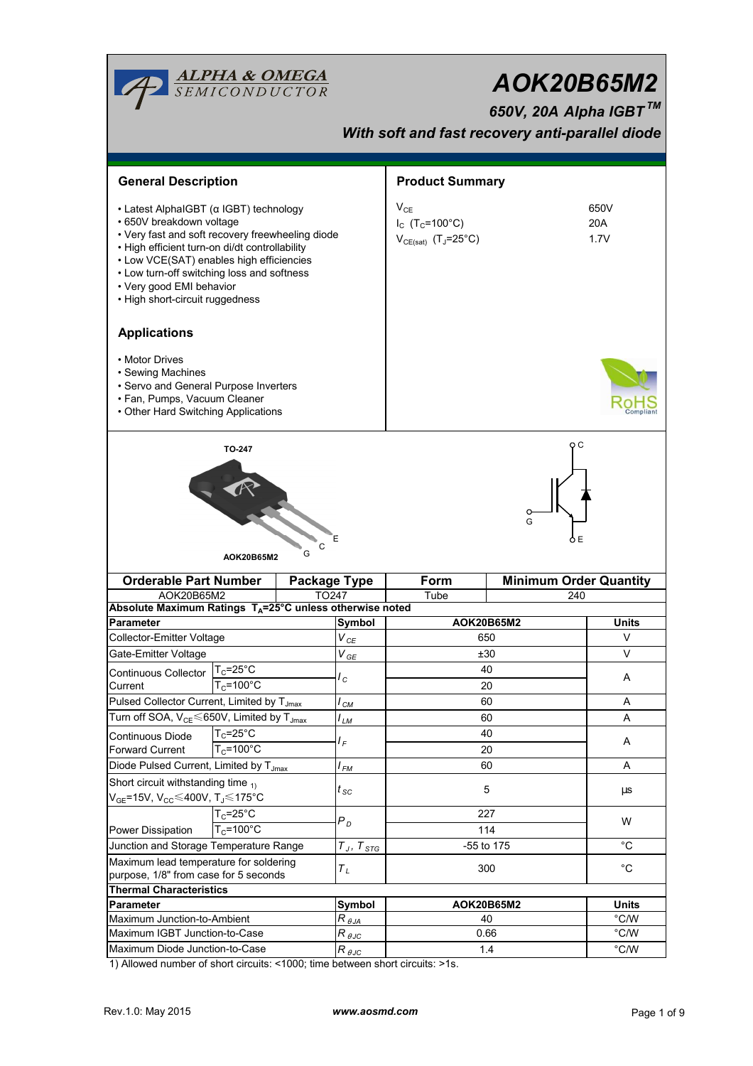# AOK20B65M2

## 650V, 20A Alpha IGBT™

### *With soft and fast recovery anti-parallel diode*

## General Description

- Latest AlphaIGBT (α IGBT) technology
- 650V breakdown voltage
- Very fast and soft recovery freewheeling diode
- High efficient turn-on di/dt controllability
- Low VCE(SAT) enables high efficiencies
- Low turn-off switching loss and softness
- Very good EMI behavior
- High short-circuit ruggedness

## Product Summary

| | |
|---|---|
| $V_{CE}$ | 650V |
| $I_C$ ($T_C$=100°C) | 20A |
| $V_{CE(sat)}$ ($T_J$=25°C) | 1.7V |

## Applications

- Motor Drives
- Sewing Machines
- Servo and General Purpose Inverters
- Fan, Pumps, Vacuum Cleaner
- Other Hard Switching Applications

TO-247

AOK20B65M2

G C E

| Orderable Part Number | Package Type | Form | Minimum Order Quantity |
|---|---|---|---|
| AOK20B65M2 | TO247 | Tube | 240 |

**Absolute Maximum Ratings $T_A$=25°C unless otherwise noted**

| Parameter | | Symbol | AOK20B65M2 | Units |
|---|---|---|---|---|
| Collector-Emitter Voltage | | $V_{CE}$ | 650 | V |
| Gate-Emitter Voltage | | $V_{GE}$ | ±30 | V |
| Continuous Collector Current | $T_C$=25°C | $I_C$ | 40 | A |
| | $T_C$=100°C | | 20 | |
| Pulsed Collector Current, Limited by $T_{Jmax}$ | | $I_{CM}$ | 60 | A |
| Turn off SOA, $V_{CE}$≤650V, Limited by $T_{Jmax}$ | | $I_{LM}$ | 60 | A |
| Continuous Diode Forward Current | $T_C$=25°C | $I_F$ | 40 | A |
| | $T_C$=100°C | | 20 | |
| Diode Pulsed Current, Limited by $T_{Jmax}$ | | $I_{FM}$ | 60 | A |
| Short circuit withstanding time [1) ] $V_{GE}$=15V, $V_{CC}$≤400V, $T_J$≤175°C | | $t_{SC}$ | 5 | µs |
| Power Dissipation | $T_C$=25°C | $P_D$ | 227 | W |
| | $T_C$=100°C | | 114 | |
| Junction and Storage Temperature Range | | $T_J$, $T_{STG}$ | -55 to 175 | °C |
| Maximum lead temperature for soldering purpose, 1/8" from case for 5 seconds | | $T_L$ | 300 | °C |

**Thermal Characteristics**

| Parameter | Symbol | AOK20B65M2 | Units |
|---|---|---|---|
| Maximum Junction-to-Ambient | $R_{\theta JA}$ | 40 | °C/W |
| Maximum IGBT Junction-to-Case | $R_{\theta JC}$ | 0.66 | °C/W |
| Maximum Diode Junction-to-Case | $R_{\theta JC}$ | 1.4 | °C/W |

1) Allowed number of short circuits: <1000; time between short circuits: >1s.

Rev.1.0: May 2015 www.aosmd.com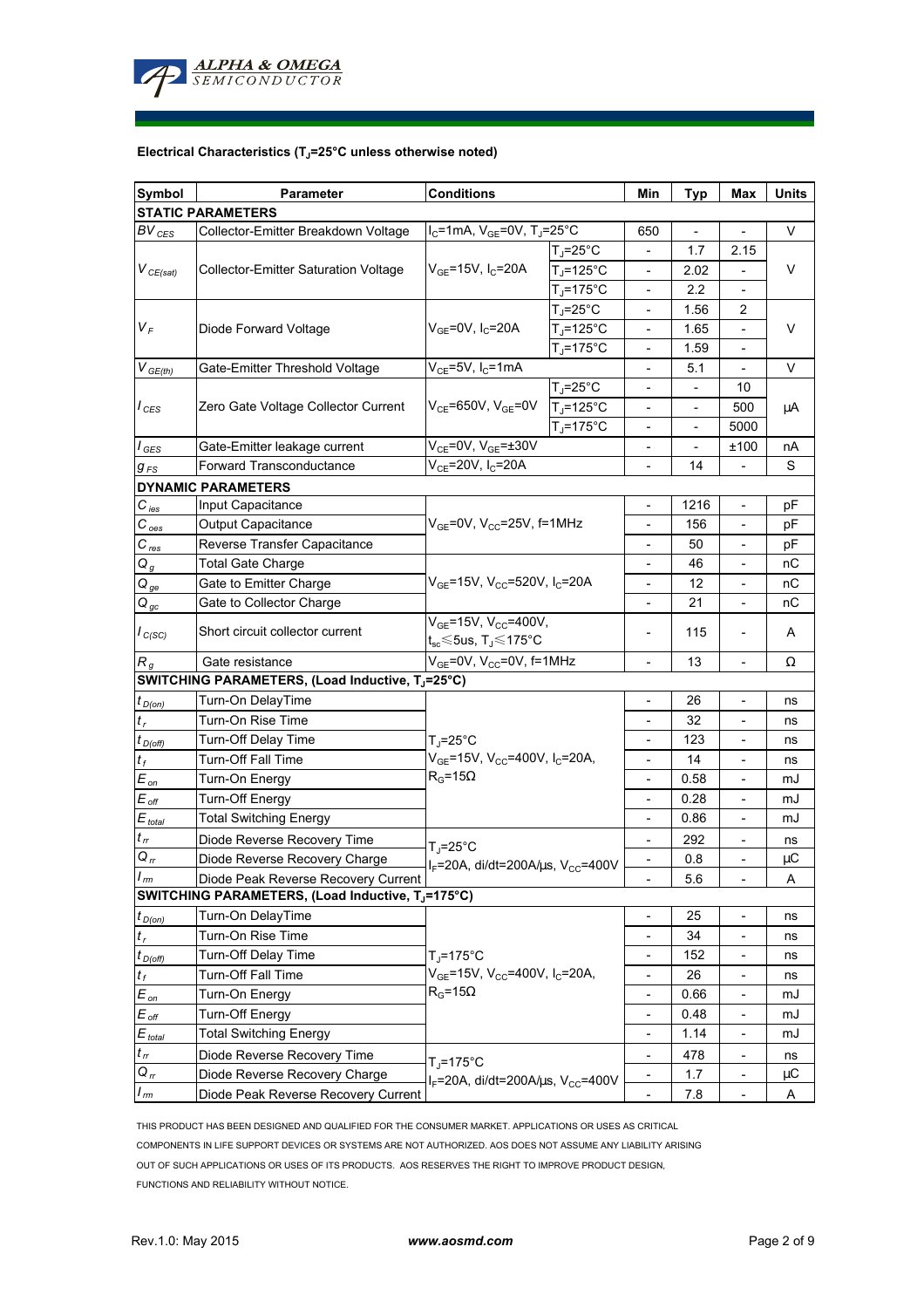**Electrical Characteristics ($T_J$=25°C unless otherwise noted)**

| Symbol | Parameter | Conditions | | Min | Typ | Max | Units |
|---|---|---|---|---|---|---|---|
| **STATIC PARAMETERS** | | | | | | | |
| $BV_{CES}$ | Collector-Emitter Breakdown Voltage | $I_C$=1mA, $V_{GE}$=0V, $T_J$=25°C | | 650 | - | - | V |
| $V_{CE(sat)}$ | Collector-Emitter Saturation Voltage | $V_{GE}$=15V, $I_C$=20A | $T_J$=25°C | - | 1.7 | 2.15 | V |
| | | | $T_J$=125°C | - | 2.02 | - | |
| | | | $T_J$=175°C | - | 2.2 | - | |
| $V_F$ | Diode Forward Voltage | $V_{GE}$=0V, $I_C$=20A | $T_J$=25°C | - | 1.56 | 2 | V |
| | | | $T_J$=125°C | - | 1.65 | - | |
| | | | $T_J$=175°C | - | 1.59 | - | |
| $V_{GE(th)}$ | Gate-Emitter Threshold Voltage | $V_{CE}$=5V, $I_C$=1mA | | - | 5.1 | - | V |
| $I_{CES}$ | Zero Gate Voltage Collector Current | $V_{CE}$=650V, $V_{GE}$=0V | $T_J$=25°C | - | - | 10 | µA |
| | | | $T_J$=125°C | - | - | 500 | |
| | | | $T_J$=175°C | - | - | 5000 | |
| $I_{GES}$ | Gate-Emitter leakage current | $V_{CE}$=0V, $V_{GE}$=±30V | | - | - | ±100 | nA |
| $g_{FS}$ | Forward Transconductance | $V_{CE}$=20V, $I_C$=20A | | - | 14 | - | S |
| **DYNAMIC PARAMETERS** | | | | | | | |
| $C_{ies}$ | Input Capacitance | $V_{GE}$=0V, $V_{CC}$=25V, f=1MHz | | - | 1216 | - | pF |
| $C_{oes}$ | Output Capacitance | | | - | 156 | - | pF |
| $C_{res}$ | Reverse Transfer Capacitance | | | - | 50 | - | pF |
| $Q_g$ | Total Gate Charge | $V_{GE}$=15V, $V_{CC}$=520V, $I_C$=20A | | - | 46 | - | nC |
| $Q_{ge}$ | Gate to Emitter Charge | | | - | 12 | - | nC |
| $Q_{gc}$ | Gate to Collector Charge | | | - | 21 | - | nC |
| $I_{C(SC)}$ | Short circuit collector current | $V_{GE}$=15V, $V_{CC}$=400V, $t_{sc}$≤5us, $T_J$≤175°C | | - | 115 | - | A |
| $R_g$ | Gate resistance | $V_{GE}$=0V, $V_{CC}$=0V, f=1MHz | | - | 13 | - | Ω |
| **SWITCHING PARAMETERS, (Load Inductive, $T_J$=25°C)** | | | | | | | |
| $t_{D(on)}$ | Turn-On DelayTime | $T_J$=25°C, $V_{GE}$=15V, $V_{CC}$=400V, $I_C$=20A, $R_G$=15Ω | | - | 26 | - | ns |
| $t_r$ | Turn-On Rise Time | | | - | 32 | - | ns |
| $t_{D(off)}$ | Turn-Off Delay Time | | | - | 123 | - | ns |
| $t_f$ | Turn-Off Fall Time | | | - | 14 | - | ns |
| $E_{on}$ | Turn-On Energy | | | - | 0.58 | - | mJ |
| $E_{off}$ | Turn-Off Energy | | | - | 0.28 | - | mJ |
| $E_{total}$ | Total Switching Energy | | | - | 0.86 | - | mJ |
| $t_{rr}$ | Diode Reverse Recovery Time | $T_J$=25°C, $I_F$=20A, di/dt=200A/µs, $V_{CC}$=400V | | - | 292 | - | ns |
| $Q_{rr}$ | Diode Reverse Recovery Charge | | | - | 0.8 | - | µC |
| $I_{rm}$ | Diode Peak Reverse Recovery Current | | | - | 5.6 | - | A |
| **SWITCHING PARAMETERS, (Load Inductive, $T_J$=175°C)** | | | | | | | |
| $t_{D(on)}$ | Turn-On DelayTime | $T_J$=175°C, $V_{GE}$=15V, $V_{CC}$=400V, $I_C$=20A, $R_G$=15Ω | | - | 25 | - | ns |
| $t_r$ | Turn-On Rise Time | | | - | 34 | - | ns |
| $t_{D(off)}$ | Turn-Off Delay Time | | | - | 152 | - | ns |
| $t_f$ | Turn-Off Fall Time | | | - | 26 | - | ns |
| $E_{on}$ | Turn-On Energy | | | - | 0.66 | - | mJ |
| $E_{off}$ | Turn-Off Energy | | | - | 0.48 | - | mJ |
| $E_{total}$ | Total Switching Energy | | | - | 1.14 | - | mJ |
| $t_{rr}$ | Diode Reverse Recovery Time | $T_J$=175°C, $I_F$=20A, di/dt=200A/µs, $V_{CC}$=400V | | - | 478 | - | ns |
| $Q_{rr}$ | Diode Reverse Recovery Charge | | | - | 1.7 | - | µC |
| $I_{rm}$ | Diode Peak Reverse Recovery Current | | | - | 7.8 | - | A |

THIS PRODUCT HAS BEEN DESIGNED AND QUALIFIED FOR THE CONSUMER MARKET. APPLICATIONS OR USES AS CRITICAL COMPONENTS IN LIFE SUPPORT DEVICES OR SYSTEMS ARE NOT AUTHORIZED. AOS DOES NOT ASSUME ANY LIABILITY ARISING OUT OF SUCH APPLICATIONS OR USES OF ITS PRODUCTS. AOS RESERVES THE RIGHT TO IMPROVE PRODUCT DESIGN, FUNCTIONS AND RELIABILITY WITHOUT NOTICE.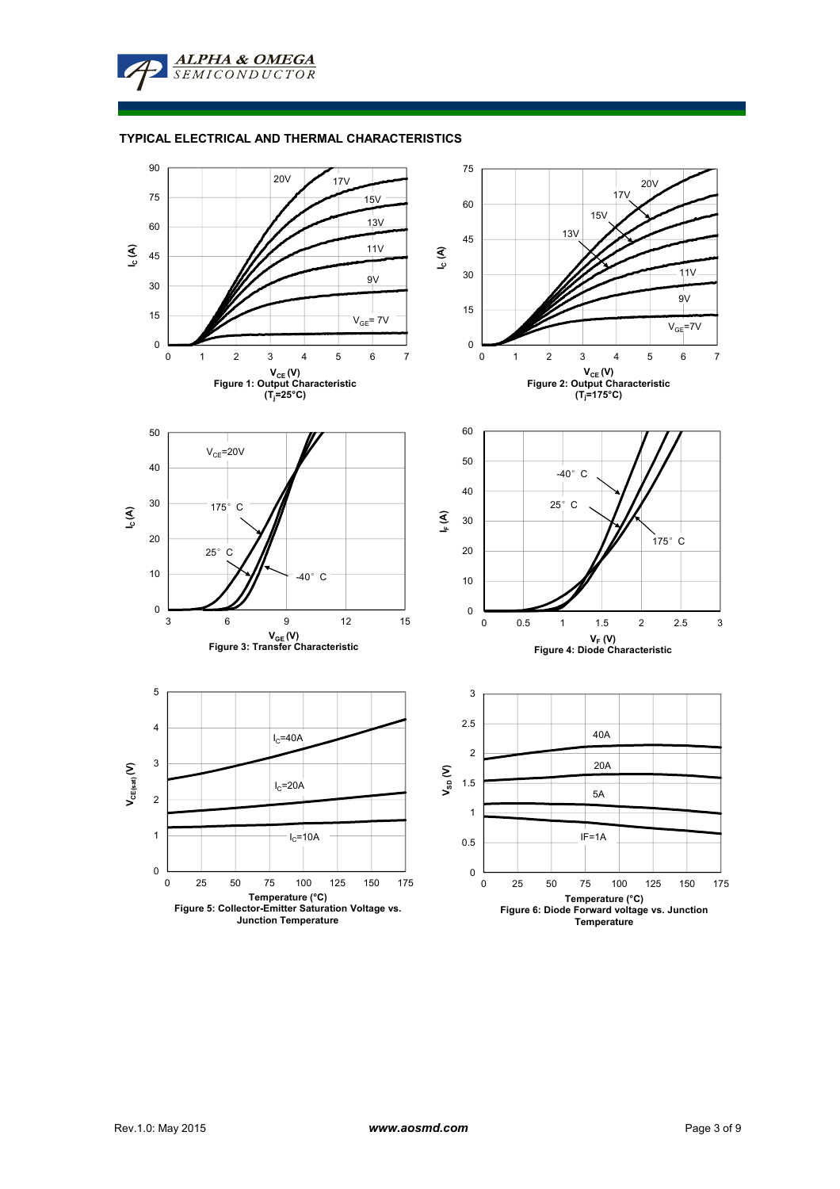## TYPICAL ELECTRICAL AND THERMAL CHARACTERISTICS

Figure 1: Output Characteristic ($T_j$=25°C)

Figure 2: Output Characteristic ($T_j$=175°C)

Figure 3: Transfer Characteristic

Figure 4: Diode Characteristic

Figure 5: Collector-Emitter Saturation Voltage vs. Junction Temperature

Figure 6: Diode Forward voltage vs. Junction Temperature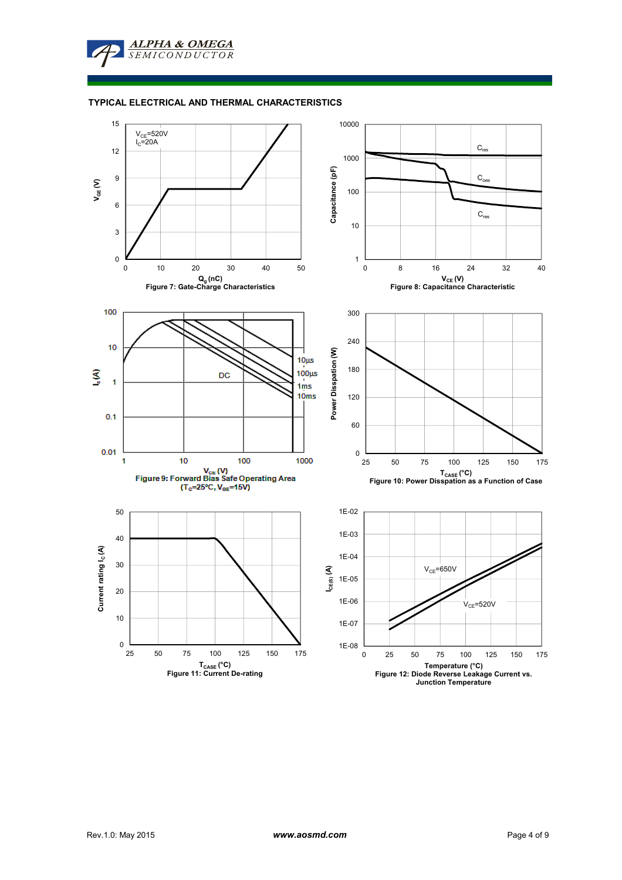## TYPICAL ELECTRICAL AND THERMAL CHARACTERISTICS

$V_{CE}$=520V
$I_C$=20A

Figure 7: Gate-Charge Characteristics

Figure 8: Capacitance Characteristic

Figure 9: Forward Bias Safe Operating Area ($T_C$=25°C, $V_{GE}$=15V)

Figure 10: Power Disspation as a Function of Case

Figure 11: Current De-rating

Figure 12: Diode Reverse Leakage Current vs. Junction Temperature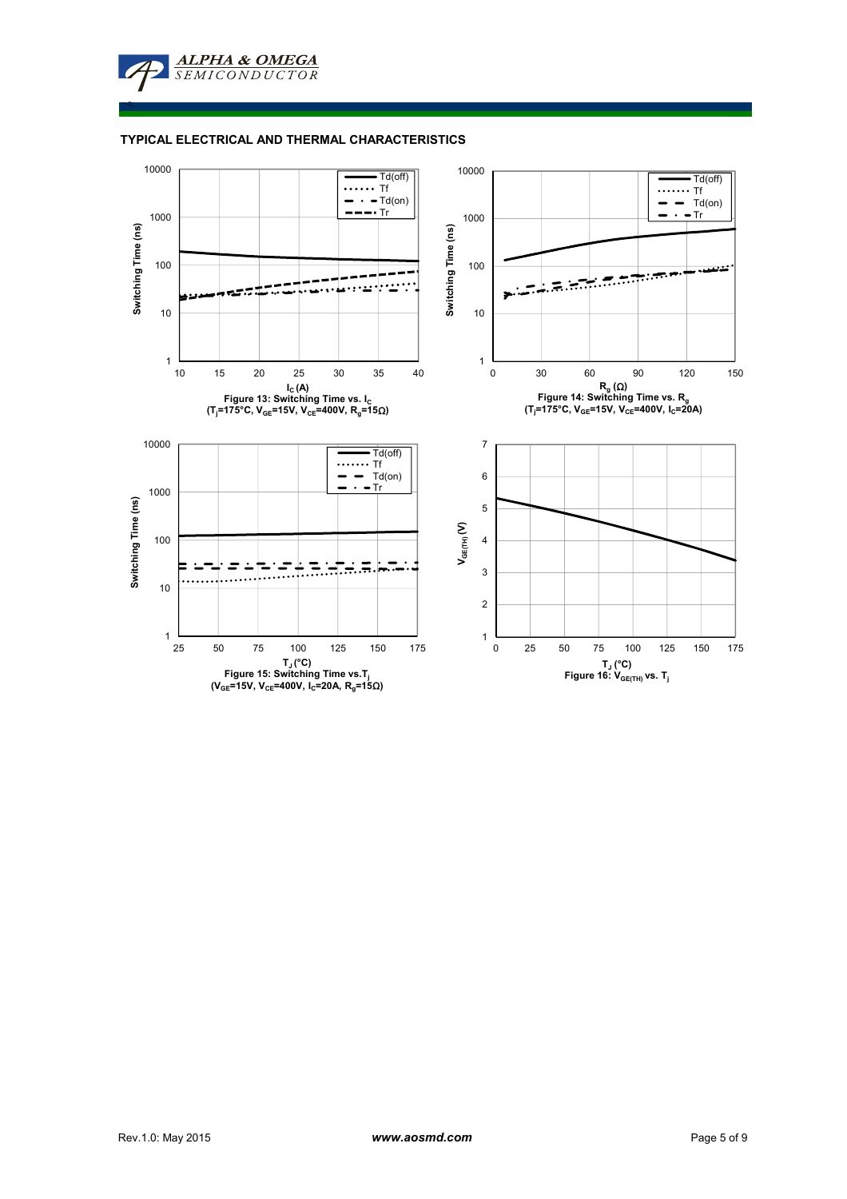## TYPICAL ELECTRICAL AND THERMAL CHARACTERISTICS

Figure 13: Switching Time vs. $I_C$
($T_j$=175°C, $V_{GE}$=15V, $V_{CE}$=400V, $R_g$=15Ω)

Figure 14: Switching Time vs. $R_g$
($T_j$=175°C, $V_{GE}$=15V, $V_{CE}$=400V, $I_C$=20A)

Figure 15: Switching Time vs. $T_j$
($V_{GE}$=15V, $V_{CE}$=400V, $I_C$=20A, $R_g$=15Ω)

Figure 16: $V_{GE(TH)}$ vs. $T_j$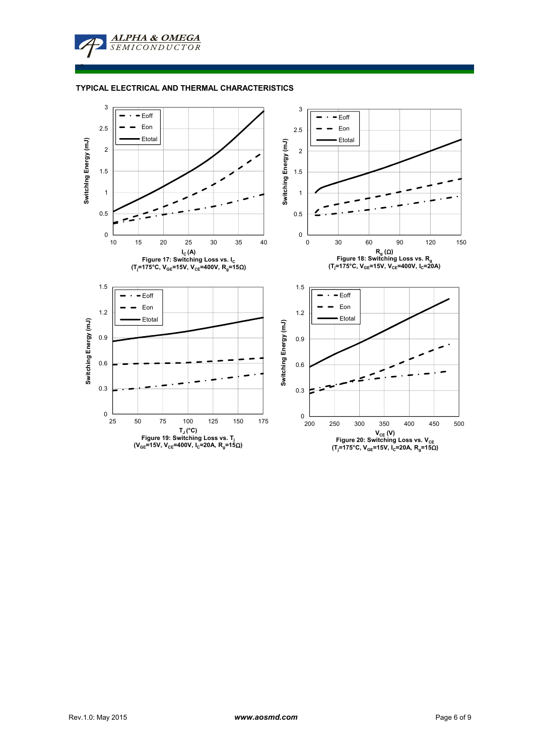## TYPICAL ELECTRICAL AND THERMAL CHARACTERISTICS

Figure 17: Switching Loss vs. $I_C$
($T_j$=175°C, $V_{GE}$=15V, $V_{CE}$=400V, $R_g$=15Ω)

Figure 18: Switching Loss vs. $R_g$
($T_j$=175°C, $V_{GE}$=15V, $V_{CE}$=400V, $I_C$=20A)

Figure 19: Switching Loss vs. $T_j$
($V_{GE}$=15V, $V_{CE}$=400V, $I_C$=20A, $R_g$=15Ω)

Figure 20: Switching Loss vs. $V_{CE}$
($T_j$=175°C, $V_{GE}$=15V, $I_C$=20A, $R_g$=15Ω)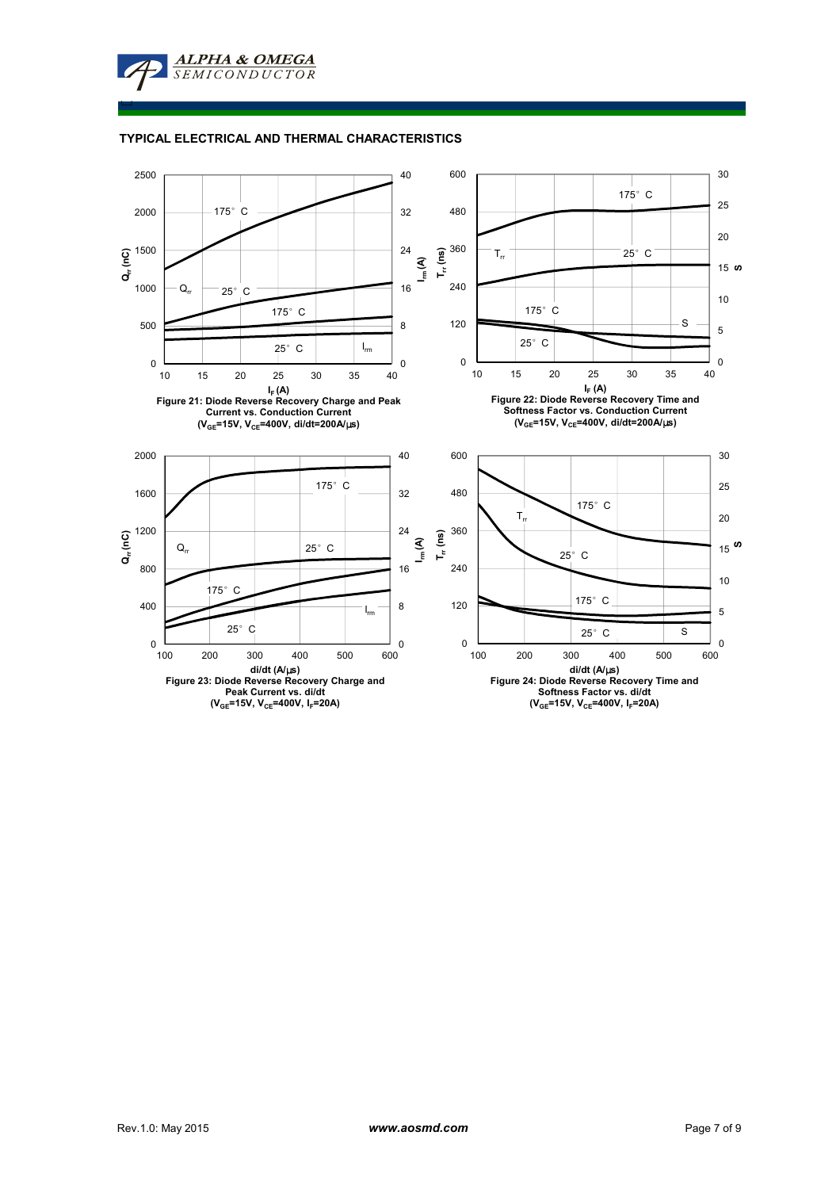## TYPICAL ELECTRICAL AND THERMAL CHARACTERISTICS

Figure 21: Diode Reverse Recovery Charge and Peak Current vs. Conduction Current ($V_{GE}$=15V, $V_{CE}$=400V, di/dt=200A/μs)

Figure 22: Diode Reverse Recovery Time and Softness Factor vs. Conduction Current ($V_{GE}$=15V, $V_{CE}$=400V, di/dt=200A/μs)

Figure 23: Diode Reverse Recovery Charge and Peak Current vs. di/dt ($V_{GE}$=15V, $V_{CE}$=400V, $I_F$=20A)

Figure 24: Diode Reverse Recovery Time and Softness Factor vs. di/dt ($V_{GE}$=15V, $V_{CE}$=400V, $I_F$=20A)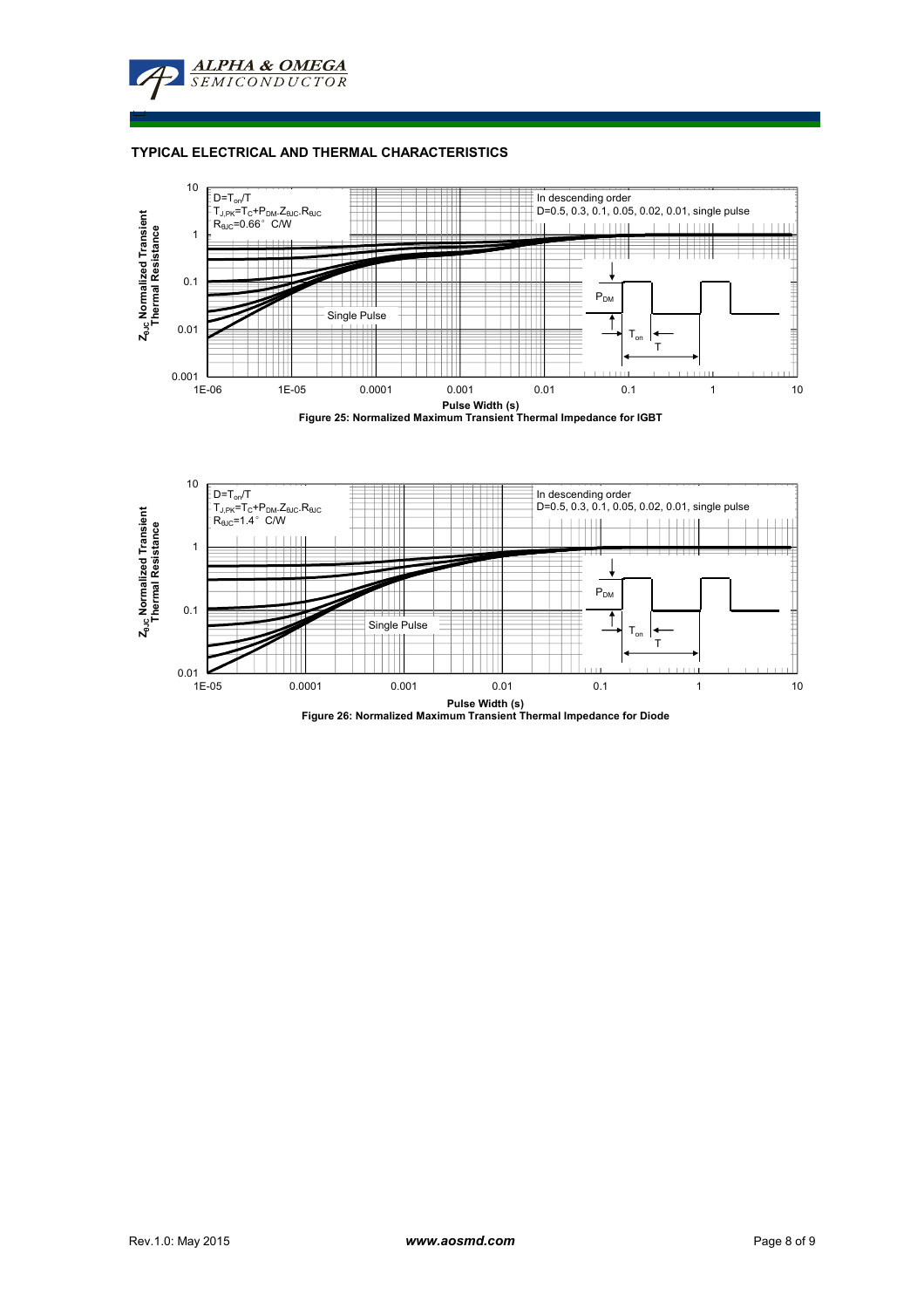## TYPICAL ELECTRICAL AND THERMAL CHARACTERISTICS

$D=T_{on}/T$
$T_{J,PK}=T_C+P_{DM}.Z_{\theta JC}.R_{\theta JC}$
$R_{\theta JC}=0.66°\ C/W$

In descending order
D=0.5, 0.3, 0.1, 0.05, 0.02, 0.01, single pulse

Single Pulse

$P_{DM}$, $T_{on}$, T

$Z_{\theta JC}$ Normalized Transient Thermal Resistance

Pulse Width (s)

**Figure 25: Normalized Maximum Transient Thermal Impedance for IGBT**

$D=T_{on}/T$
$T_{J,PK}=T_C+P_{DM}.Z_{\theta JC}.R_{\theta JC}$
$R_{\theta JC}=1.4°\ C/W$

In descending order
D=0.5, 0.3, 0.1, 0.05, 0.02, 0.01, single pulse

Single Pulse

$P_{DM}$, $T_{on}$, T

$Z_{\theta JC}$ Normalized Transient Thermal Resistance

Pulse Width (s)

**Figure 26: Normalized Maximum Transient Thermal Impedance for Diode**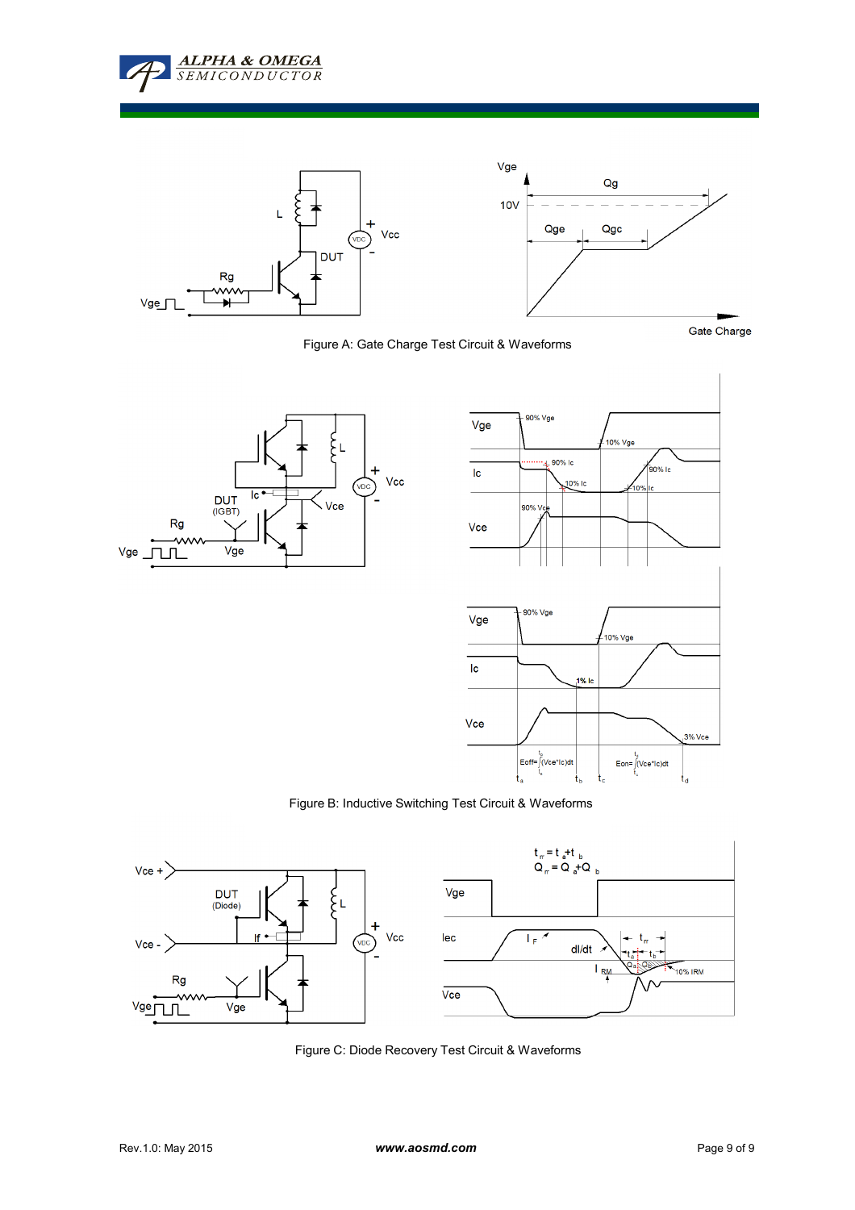Vge

Qg

10V

Qge

Qgc

Gate Charge

L

Vcc

DUT

Rg

Vge

Figure A: Gate Charge Test Circuit & Waveforms

L

Vcc

DUT (IGBT)

Ic

Vce

Rg

Vge

Vge

Vge

90% Vge

10% Vge

Ic

90% Ic

10% Ic

90% Ic

10% Ic

Vce

90% Vce

Vge

90% Vge

10% Vge

Ic

1% Ic

Vce

3% Vce

$Eoff=\int_{t_a}^{t_b}(Vce*Ic)dt$

$Eon=\int_{t_c}^{t_d}(Vce*Ic)dt$

$t_a$ $t_b$ $t_c$ $t_d$

Figure B: Inductive Switching Test Circuit & Waveforms

Vce +

DUT (Diode)

L

Vce -

If

Vcc

Rg

Vge

Vge

$t_{rr} = t_a + t_b$

$Q_{rr} = Q_a + Q_b$

Vge

Iec

$I_F$

dI/dt

$t_{rr}$

$t_a$ $t_b$

$Q_a$ $Q_b$

$I_{RM}$

10% IRM

Vce

Figure C: Diode Recovery Test Circuit & Waveforms